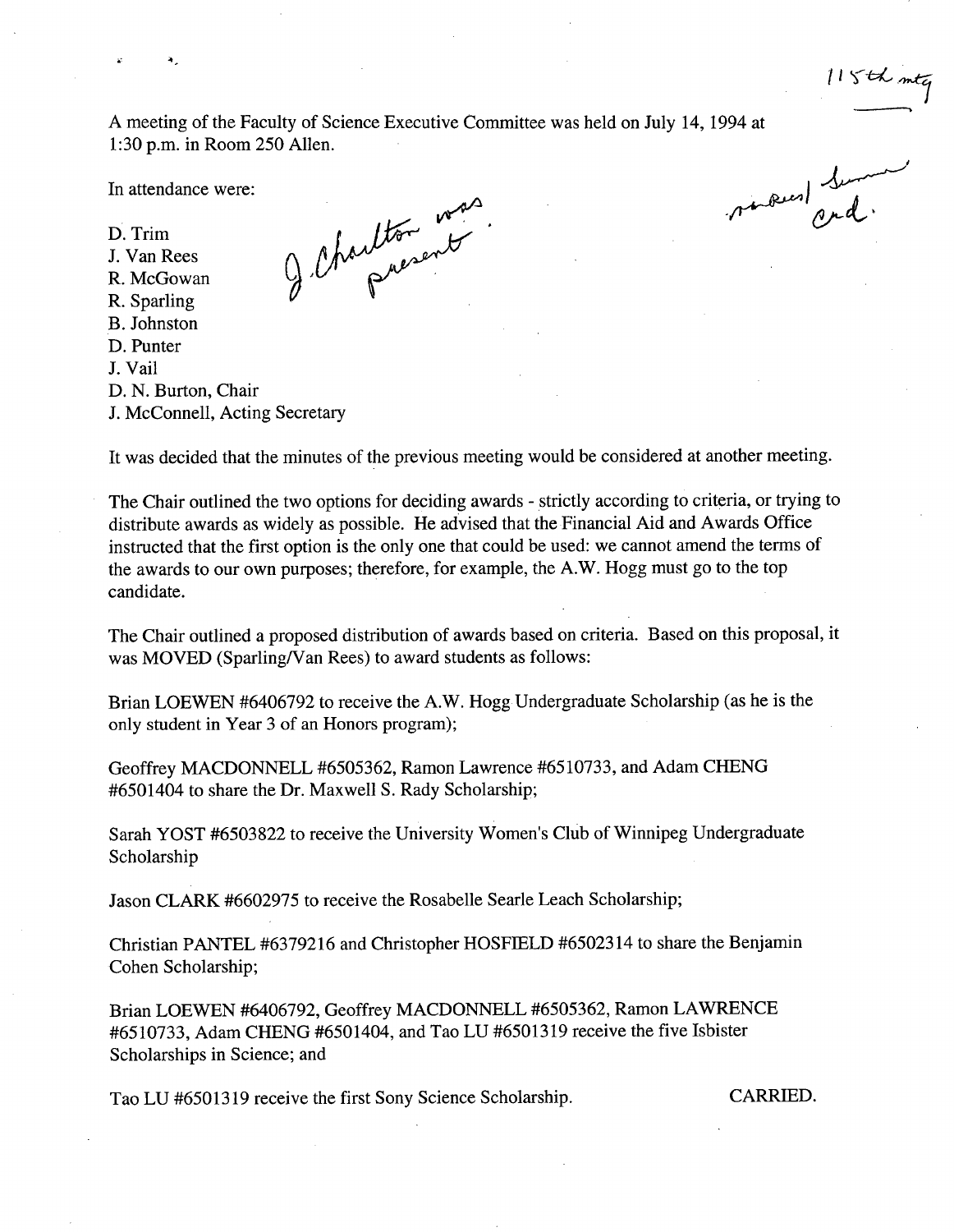115th mtg

A meeting of the Faculty of Science Executive Committee was held on July 14, 1994 at 1:30 p.m. in Room 250 Allen.

In attendance were:

D. Trim
J. Van Rees
R. McGowan
R. Sparling
B. Johnston
D. Punter
J. Vail
D. N. Burton, Chair
J. McConnell, Acting Secretary

J. Charlton was present.

It was decided that the minutes of the previous meeting would be considered at another meeting.

The Chair outlined the two options for deciding awards - strictly according to criteria, or trying to distribute awards as widely as possible. He advised that the Financial Aid and Awards Office instructed that the first option is the only one that could be used: we cannot amend the terms of the awards to our own purposes; therefore, for example, the A.W. Hogg must go to the top candidate.

The Chair outlined a proposed distribution of awards based on criteria. Based on this proposal, it was MOVED (Sparling/Van Rees) to award students as follows:

Brian LOEWEN #6406792 to receive the A.W. Hogg Undergraduate Scholarship (as he is the only student in Year 3 of an Honors program);

Geoffrey MACDONNELL #6505362, Ramon Lawrence #6510733, and Adam CHENG #6501404 to share the Dr. Maxwell S. Rady Scholarship;

Sarah YOST #6503822 to receive the University Women's Club of Winnipeg Undergraduate Scholarship

Jason CLARK #6602975 to receive the Rosabelle Searle Leach Scholarship;

Christian PANTEL #6379216 and Christopher HOSFIELD #6502314 to share the Benjamin Cohen Scholarship;

Brian LOEWEN #6406792, Geoffrey MACDONNELL #6505362, Ramon LAWRENCE #6510733, Adam CHENG #6501404, and Tao LU #6501319 receive the five Isbister Scholarships in Science; and

Tao LU #6501319 receive the first Sony Science Scholarship. CARRIED.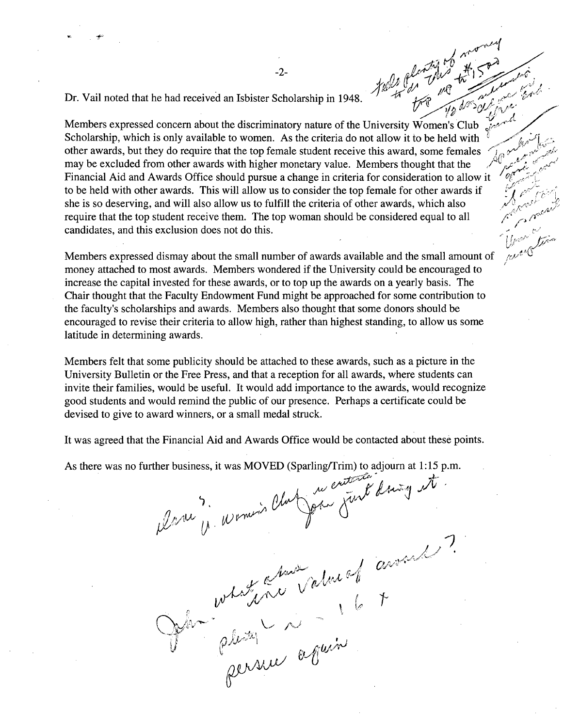Dr. Vail noted that he had received an Isbister Scholarship in 1948.

Members expressed concern about the discriminatory nature of the University Women's Club Scholarship, which is only available to women. As the criteria do not allow it to be held with other awards, but they do require that the top female student receive this award, some females may be excluded from other awards with higher monetary value. Members thought that the Financial Aid and Awards Office should pursue a change in criteria for consideration to allow it to be held with other awards. This will allow us to consider the top female for other awards if she is so deserving, and will also allow us to fulfill the criteria of other awards, which also require that the top student receive them. The top woman should be considered equal to all candidates, and this exclusion does not do this.

Members expressed dismay about the small number of awards available and the small amount of money attached to most awards. Members wondered if the University could be encouraged to increase the capital invested for these awards, or to top up the awards on a yearly basis. The Chair thought that the Faculty Endowment Fund might be approached for some contribution to the faculty's scholarships and awards. Members also thought that some donors should be encouraged to revise their criteria to allow high, rather than highest standing, to allow us some latitude in determining awards.

Members felt that some publicity should be attached to these awards, such as a picture in the University Bulletin or the Free Press, and that a reception for all awards, where students can invite their families, would be useful. It would add importance to the awards, would recognize good students and would remind the public of our presence. Perhaps a certificate could be devised to give to award winners, or a small medal struck.

It was agreed that the Financial Aid and Awards Office would be contacted about these points.

As there was no further business, it was MOVED (Sparling/Trim) to adjourn at 1:15 p.m.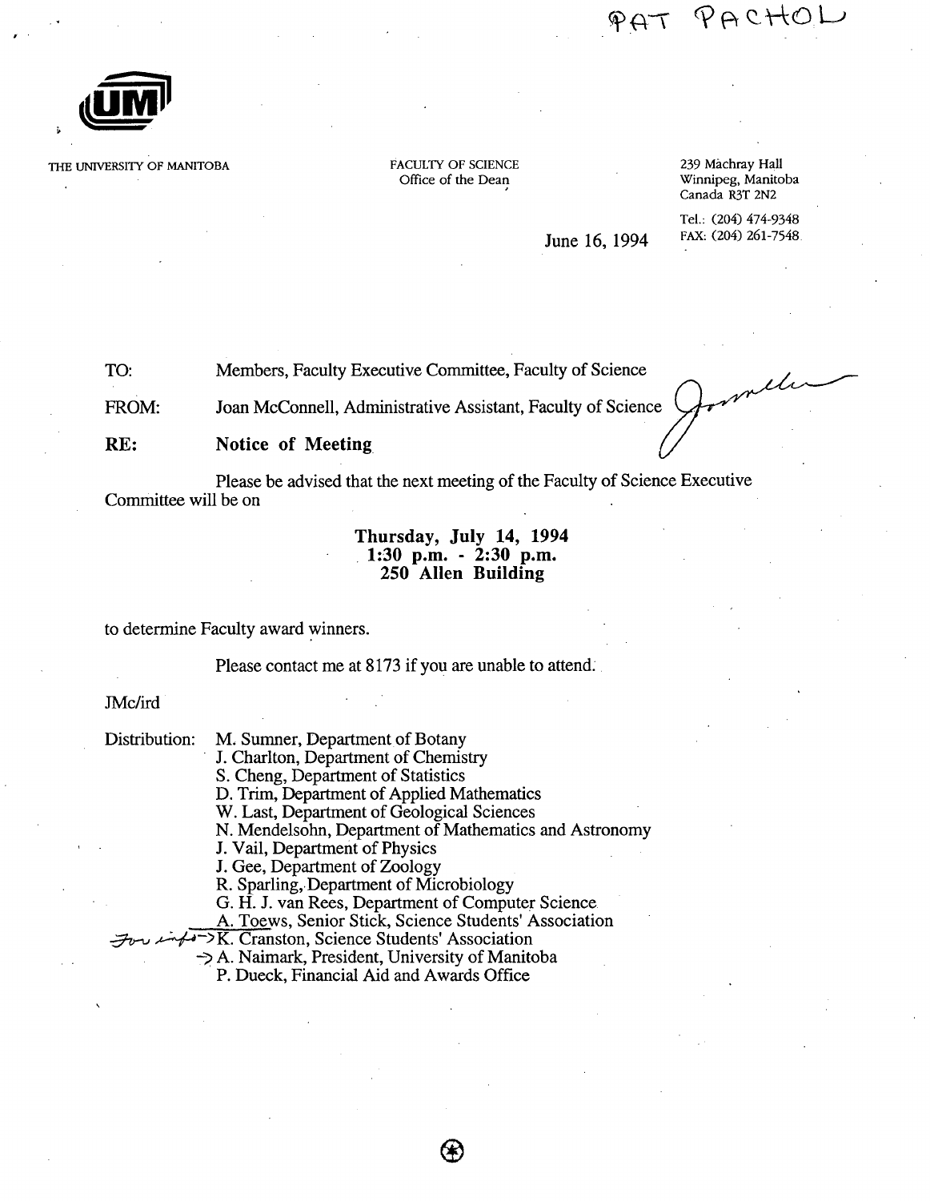PAT PACHOL

THE UNIVERSITY OF MANITOBA

FACULTY OF SCIENCE
Office of the Dean

239 Machray Hall
Winnipeg, Manitoba
Canada R3T 2N2

Tel.: (204) 474-9348
FAX: (204) 261-7548

June 16, 1994

TO: Members, Faculty Executive Committee, Faculty of Science

FROM: Joan McConnell, Administrative Assistant, Faculty of Science

**RE: Notice of Meeting**

Please be advised that the next meeting of the Faculty of Science Executive Committee will be on

**Thursday, July 14, 1994**
**1:30 p.m. - 2:30 p.m.**
**250 Allen Building**

to determine Faculty award winners.

Please contact me at 8173 if you are unable to attend.

JMc/ird

Distribution:
- M. Sumner, Department of Botany
- J. Charlton, Department of Chemistry
- S. Cheng, Department of Statistics
- D. Trim, Department of Applied Mathematics
- W. Last, Department of Geological Sciences
- N. Mendelsohn, Department of Mathematics and Astronomy
- J. Vail, Department of Physics
- J. Gee, Department of Zoology
- R. Sparling, Department of Microbiology
- G. H. J. van Rees, Department of Computer Science
- A. Toews, Senior Stick, Science Students' Association
- For info -> K. Cranston, Science Students' Association
- -> A. Naimark, President, University of Manitoba
- P. Dueck, Financial Aid and Awards Office